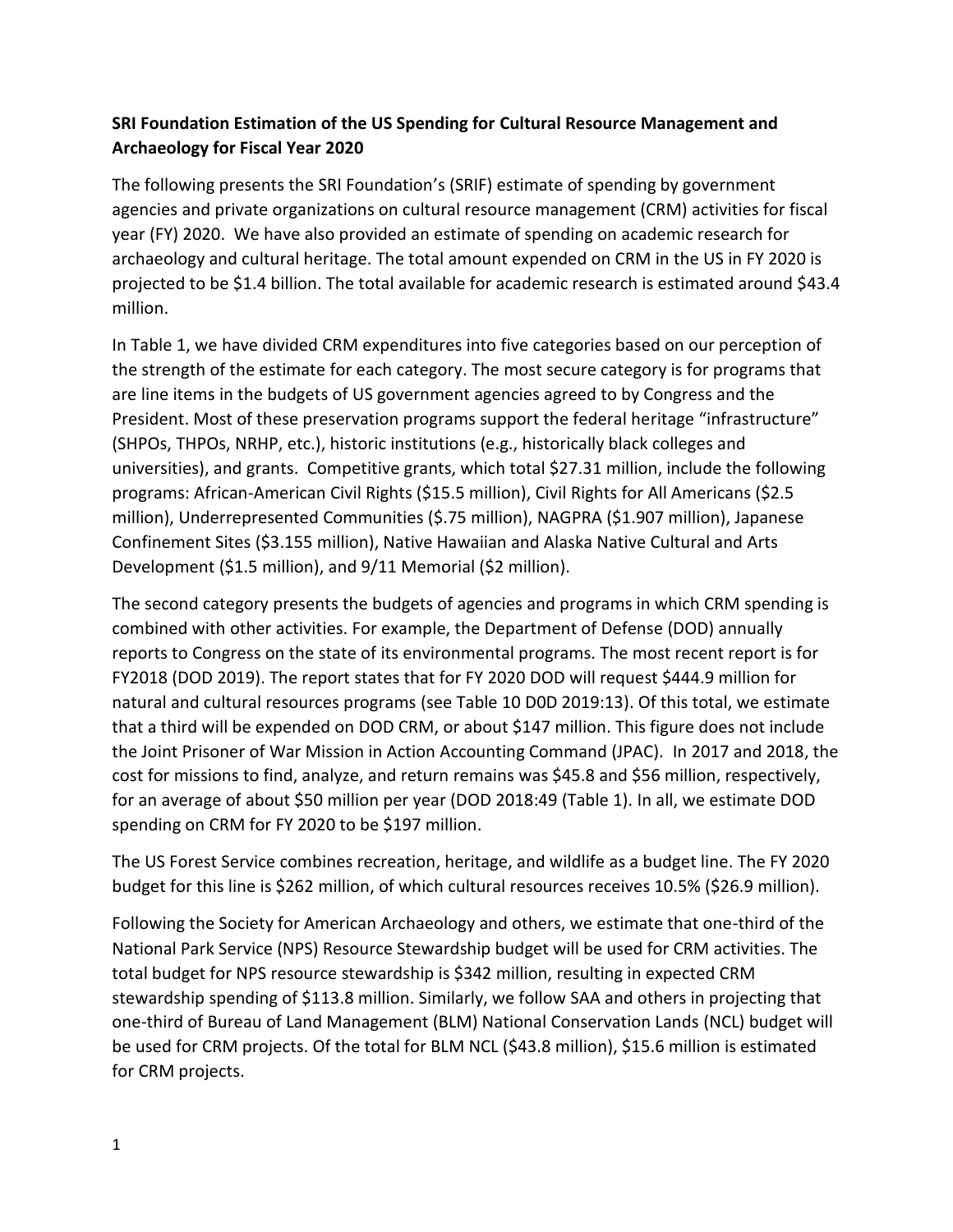**SRI Foundation Estimation of the US Spending for Cultural Resource Management and Archaeology for Fiscal Year 2020**

The following presents the SRI Foundation's (SRIF) estimate of spending by government agencies and private organizations on cultural resource management (CRM) activities for fiscal year (FY) 2020. We have also provided an estimate of spending on academic research for archaeology and cultural heritage. The total amount expended on CRM in the US in FY 2020 is projected to be $1.4 billion. The total available for academic research is estimated around $43.4 million.

In Table 1, we have divided CRM expenditures into five categories based on our perception of the strength of the estimate for each category. The most secure category is for programs that are line items in the budgets of US government agencies agreed to by Congress and the President. Most of these preservation programs support the federal heritage "infrastructure" (SHPOs, THPOs, NRHP, etc.), historic institutions (e.g., historically black colleges and universities), and grants. Competitive grants, which total $27.31 million, include the following programs: African-American Civil Rights ($15.5 million), Civil Rights for All Americans ($2.5 million), Underrepresented Communities ($.75 million), NAGPRA ($1.907 million), Japanese Confinement Sites ($3.155 million), Native Hawaiian and Alaska Native Cultural and Arts Development ($1.5 million), and 9/11 Memorial ($2 million).

The second category presents the budgets of agencies and programs in which CRM spending is combined with other activities. For example, the Department of Defense (DOD) annually reports to Congress on the state of its environmental programs. The most recent report is for FY2018 (DOD 2019). The report states that for FY 2020 DOD will request $444.9 million for natural and cultural resources programs (see Table 10 D0D 2019:13). Of this total, we estimate that a third will be expended on DOD CRM, or about $147 million. This figure does not include the Joint Prisoner of War Mission in Action Accounting Command (JPAC). In 2017 and 2018, the cost for missions to find, analyze, and return remains was $45.8 and $56 million, respectively, for an average of about $50 million per year (DOD 2018:49 (Table 1). In all, we estimate DOD spending on CRM for FY 2020 to be $197 million.

The US Forest Service combines recreation, heritage, and wildlife as a budget line. The FY 2020 budget for this line is $262 million, of which cultural resources receives 10.5% ($26.9 million).

Following the Society for American Archaeology and others, we estimate that one-third of the National Park Service (NPS) Resource Stewardship budget will be used for CRM activities. The total budget for NPS resource stewardship is $342 million, resulting in expected CRM stewardship spending of $113.8 million. Similarly, we follow SAA and others in projecting that one-third of Bureau of Land Management (BLM) National Conservation Lands (NCL) budget will be used for CRM projects. Of the total for BLM NCL ($43.8 million), $15.6 million is estimated for CRM projects.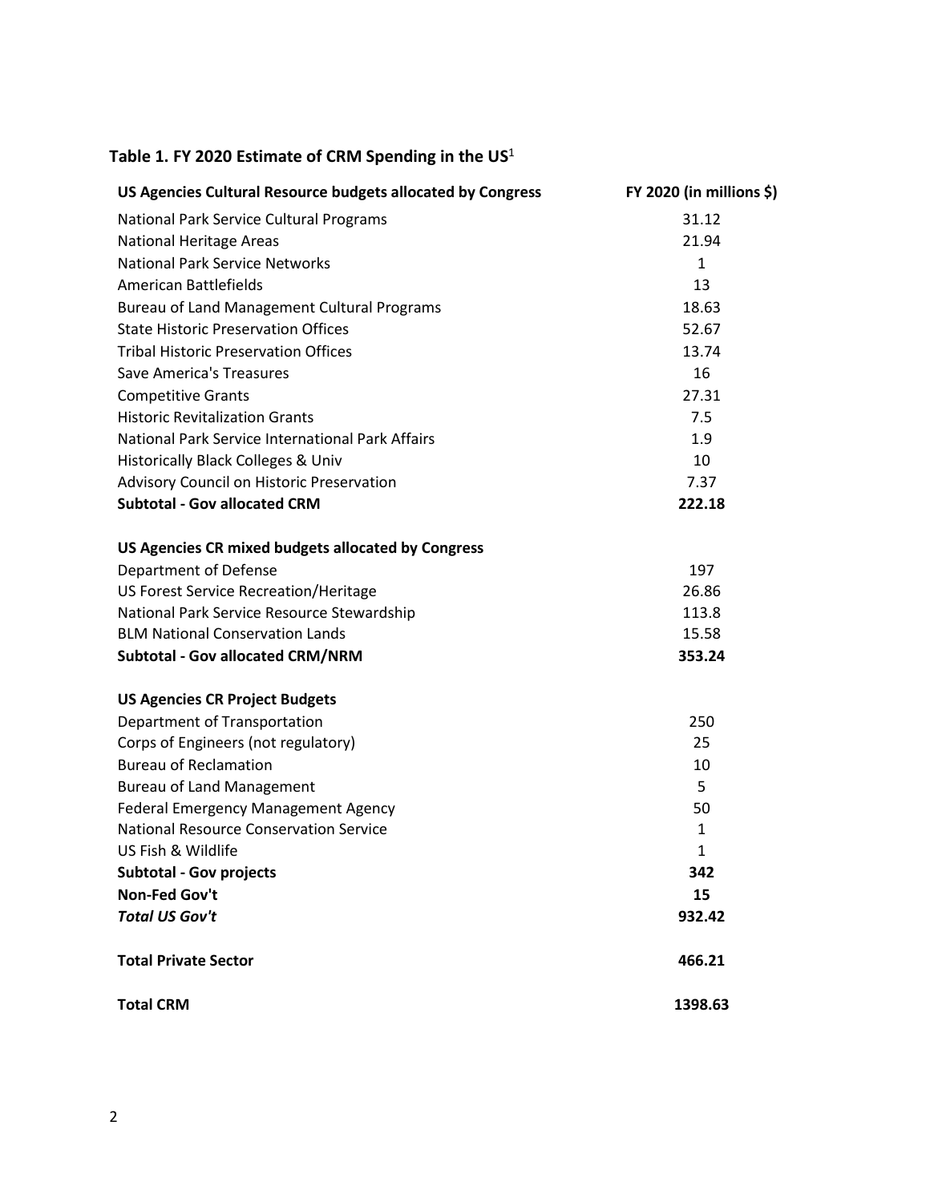**Table 1. FY 2020 Estimate of CRM Spending in the US**[1]

| US Agencies Cultural Resource budgets allocated by Congress | FY 2020 (in millions $) |
|---|---|
| National Park Service Cultural Programs | 31.12 |
| National Heritage Areas | 21.94 |
| National Park Service Networks | 1 |
| American Battlefields | 13 |
| Bureau of Land Management Cultural Programs | 18.63 |
| State Historic Preservation Offices | 52.67 |
| Tribal Historic Preservation Offices | 13.74 |
| Save America's Treasures | 16 |
| Competitive Grants | 27.31 |
| Historic Revitalization Grants | 7.5 |
| National Park Service International Park Affairs | 1.9 |
| Historically Black Colleges & Univ | 10 |
| Advisory Council on Historic Preservation | 7.37 |
| **Subtotal - Gov allocated CRM** | **222.18** |
| **US Agencies CR mixed budgets allocated by Congress** | |
| Department of Defense | 197 |
| US Forest Service Recreation/Heritage | 26.86 |
| National Park Service Resource Stewardship | 113.8 |
| BLM National Conservation Lands | 15.58 |
| **Subtotal - Gov allocated CRM/NRM** | **353.24** |
| **US Agencies CR Project Budgets** | |
| Department of Transportation | 250 |
| Corps of Engineers (not regulatory) | 25 |
| Bureau of Reclamation | 10 |
| Bureau of Land Management | 5 |
| Federal Emergency Management Agency | 50 |
| National Resource Conservation Service | 1 |
| US Fish & Wildlife | 1 |
| **Subtotal - Gov projects** | **342** |
| **Non-Fed Gov't** | **15** |
| ***Total US Gov't*** | **932.42** |
| **Total Private Sector** | **466.21** |
| **Total CRM** | **1398.63** |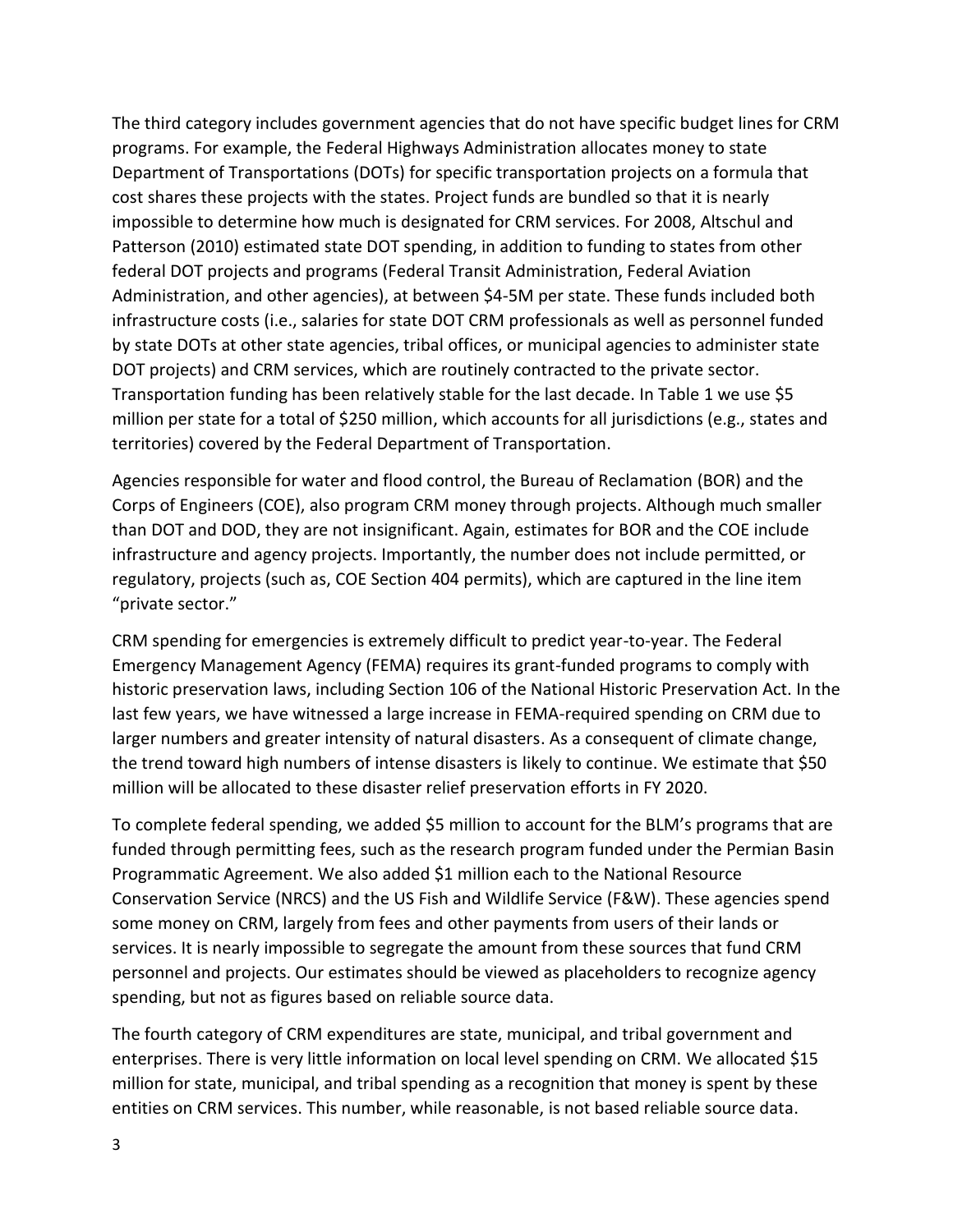The third category includes government agencies that do not have specific budget lines for CRM programs. For example, the Federal Highways Administration allocates money to state Department of Transportations (DOTs) for specific transportation projects on a formula that cost shares these projects with the states. Project funds are bundled so that it is nearly impossible to determine how much is designated for CRM services. For 2008, Altschul and Patterson (2010) estimated state DOT spending, in addition to funding to states from other federal DOT projects and programs (Federal Transit Administration, Federal Aviation Administration, and other agencies), at between $4-5M per state. These funds included both infrastructure costs (i.e., salaries for state DOT CRM professionals as well as personnel funded by state DOTs at other state agencies, tribal offices, or municipal agencies to administer state DOT projects) and CRM services, which are routinely contracted to the private sector. Transportation funding has been relatively stable for the last decade. In Table 1 we use $5 million per state for a total of $250 million, which accounts for all jurisdictions (e.g., states and territories) covered by the Federal Department of Transportation.

Agencies responsible for water and flood control, the Bureau of Reclamation (BOR) and the Corps of Engineers (COE), also program CRM money through projects. Although much smaller than DOT and DOD, they are not insignificant. Again, estimates for BOR and the COE include infrastructure and agency projects. Importantly, the number does not include permitted, or regulatory, projects (such as, COE Section 404 permits), which are captured in the line item "private sector."

CRM spending for emergencies is extremely difficult to predict year-to-year. The Federal Emergency Management Agency (FEMA) requires its grant-funded programs to comply with historic preservation laws, including Section 106 of the National Historic Preservation Act. In the last few years, we have witnessed a large increase in FEMA-required spending on CRM due to larger numbers and greater intensity of natural disasters. As a consequent of climate change, the trend toward high numbers of intense disasters is likely to continue. We estimate that $50 million will be allocated to these disaster relief preservation efforts in FY 2020.

To complete federal spending, we added $5 million to account for the BLM's programs that are funded through permitting fees, such as the research program funded under the Permian Basin Programmatic Agreement. We also added $1 million each to the National Resource Conservation Service (NRCS) and the US Fish and Wildlife Service (F&W). These agencies spend some money on CRM, largely from fees and other payments from users of their lands or services. It is nearly impossible to segregate the amount from these sources that fund CRM personnel and projects. Our estimates should be viewed as placeholders to recognize agency spending, but not as figures based on reliable source data.

The fourth category of CRM expenditures are state, municipal, and tribal government and enterprises. There is very little information on local level spending on CRM. We allocated $15 million for state, municipal, and tribal spending as a recognition that money is spent by these entities on CRM services. This number, while reasonable, is not based reliable source data.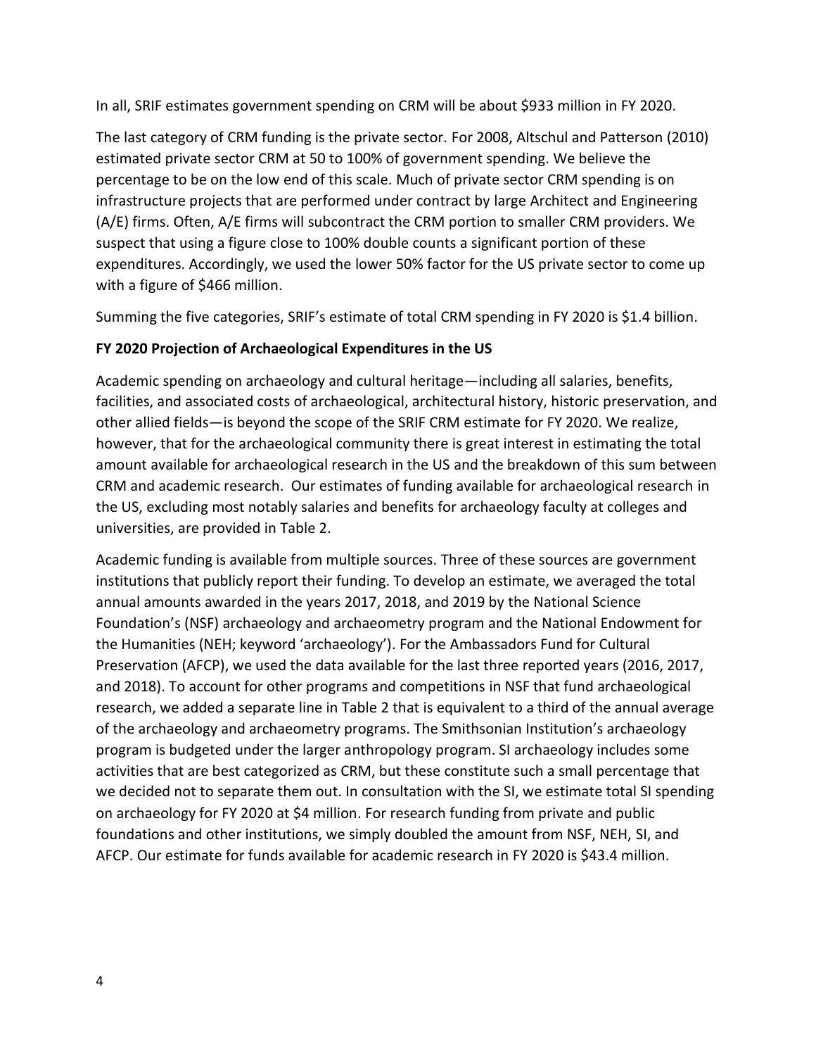In all, SRIF estimates government spending on CRM will be about $933 million in FY 2020.

The last category of CRM funding is the private sector. For 2008, Altschul and Patterson (2010) estimated private sector CRM at 50 to 100% of government spending. We believe the percentage to be on the low end of this scale. Much of private sector CRM spending is on infrastructure projects that are performed under contract by large Architect and Engineering (A/E) firms. Often, A/E firms will subcontract the CRM portion to smaller CRM providers. We suspect that using a figure close to 100% double counts a significant portion of these expenditures. Accordingly, we used the lower 50% factor for the US private sector to come up with a figure of $466 million.

Summing the five categories, SRIF's estimate of total CRM spending in FY 2020 is $1.4 billion.

**FY 2020 Projection of Archaeological Expenditures in the US**

Academic spending on archaeology and cultural heritage—including all salaries, benefits, facilities, and associated costs of archaeological, architectural history, historic preservation, and other allied fields—is beyond the scope of the SRIF CRM estimate for FY 2020. We realize, however, that for the archaeological community there is great interest in estimating the total amount available for archaeological research in the US and the breakdown of this sum between CRM and academic research. Our estimates of funding available for archaeological research in the US, excluding most notably salaries and benefits for archaeology faculty at colleges and universities, are provided in Table 2.

Academic funding is available from multiple sources. Three of these sources are government institutions that publicly report their funding. To develop an estimate, we averaged the total annual amounts awarded in the years 2017, 2018, and 2019 by the National Science Foundation's (NSF) archaeology and archaeometry program and the National Endowment for the Humanities (NEH; keyword 'archaeology'). For the Ambassadors Fund for Cultural Preservation (AFCP), we used the data available for the last three reported years (2016, 2017, and 2018). To account for other programs and competitions in NSF that fund archaeological research, we added a separate line in Table 2 that is equivalent to a third of the annual average of the archaeology and archaeometry programs. The Smithsonian Institution's archaeology program is budgeted under the larger anthropology program. SI archaeology includes some activities that are best categorized as CRM, but these constitute such a small percentage that we decided not to separate them out. In consultation with the SI, we estimate total SI spending on archaeology for FY 2020 at $4 million. For research funding from private and public foundations and other institutions, we simply doubled the amount from NSF, NEH, SI, and AFCP. Our estimate for funds available for academic research in FY 2020 is $43.4 million.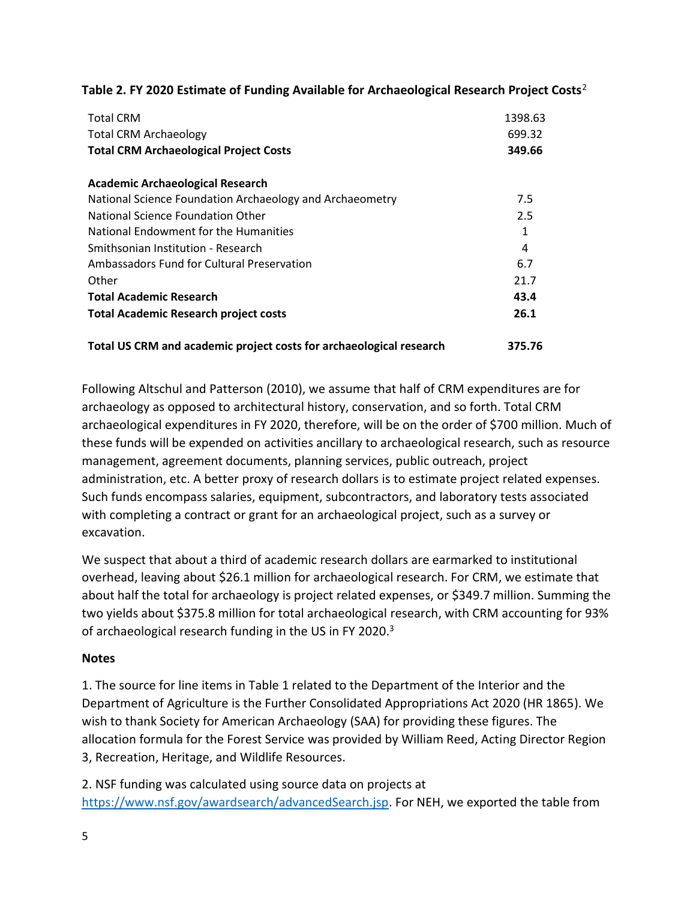**Table 2. FY 2020 Estimate of Funding Available for Archaeological Research Project Costs**[2]

| | |
|---|---|
| Total CRM | 1398.63 |
| Total CRM Archaeology | 699.32 |
| **Total CRM Archaeological Project Costs** | **349.66** |
| | |
| **Academic Archaeological Research** | |
| National Science Foundation Archaeology and Archaeometry | 7.5 |
| National Science Foundation Other | 2.5 |
| National Endowment for the Humanities | 1 |
| Smithsonian Institution - Research | 4 |
| Ambassadors Fund for Cultural Preservation | 6.7 |
| Other | 21.7 |
| **Total Academic Research** | **43.4** |
| **Total Academic Research project costs** | **26.1** |
| | |
| **Total US CRM and academic project costs for archaeological research** | **375.76** |

Following Altschul and Patterson (2010), we assume that half of CRM expenditures are for archaeology as opposed to architectural history, conservation, and so forth. Total CRM archaeological expenditures in FY 2020, therefore, will be on the order of $700 million. Much of these funds will be expended on activities ancillary to archaeological research, such as resource management, agreement documents, planning services, public outreach, project administration, etc. A better proxy of research dollars is to estimate project related expenses. Such funds encompass salaries, equipment, subcontractors, and laboratory tests associated with completing a contract or grant for an archaeological project, such as a survey or excavation.

We suspect that about a third of academic research dollars are earmarked to institutional overhead, leaving about $26.1 million for archaeological research. For CRM, we estimate that about half the total for archaeology is project related expenses, or $349.7 million. Summing the two yields about $375.8 million for total archaeological research, with CRM accounting for 93% of archaeological research funding in the US in FY 2020.[3]

**Notes**

1. The source for line items in Table 1 related to the Department of the Interior and the Department of Agriculture is the Further Consolidated Appropriations Act 2020 (HR 1865). We wish to thank Society for American Archaeology (SAA) for providing these figures. The allocation formula for the Forest Service was provided by William Reed, Acting Director Region 3, Recreation, Heritage, and Wildlife Resources.

2. NSF funding was calculated using source data on projects at https://www.nsf.gov/awardsearch/advancedSearch.jsp. For NEH, we exported the table from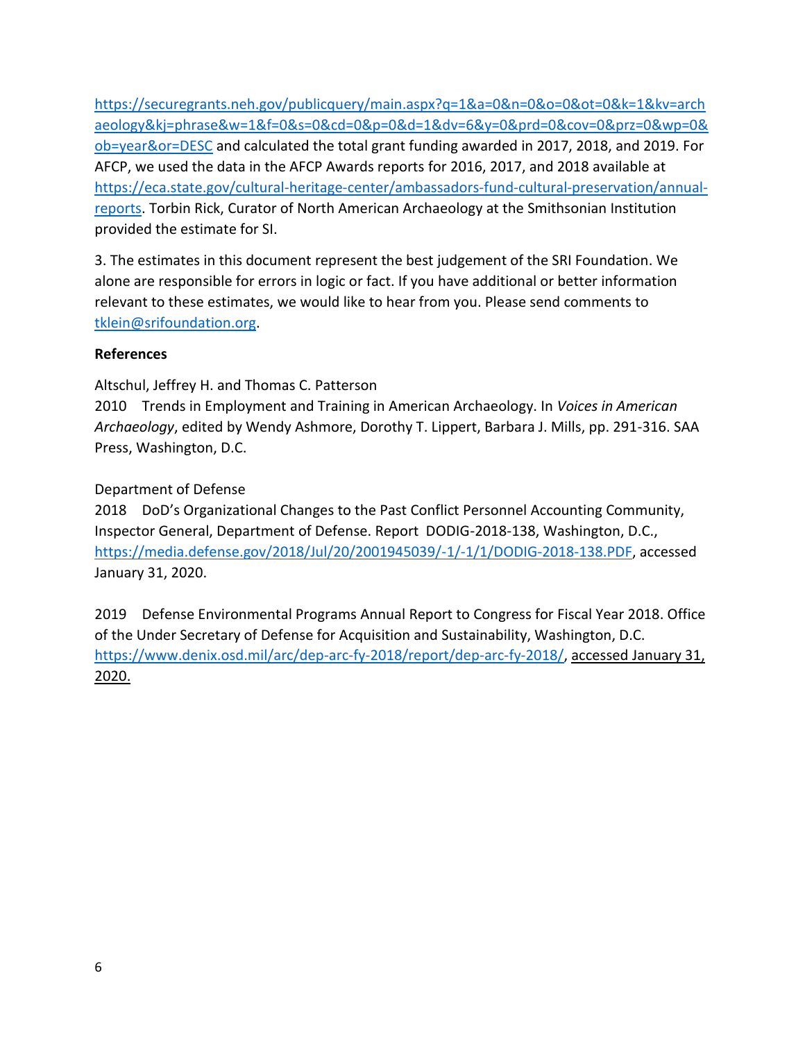https://securegrants.neh.gov/publicquery/main.aspx?q=1&a=0&n=0&o=0&ot=0&k=1&kv=archaeology&kj=phrase&w=1&f=0&s=0&cd=0&p=0&d=1&dv=6&y=0&prd=0&cov=0&prz=0&wp=0&ob=year&or=DESC and calculated the total grant funding awarded in 2017, 2018, and 2019. For AFCP, we used the data in the AFCP Awards reports for 2016, 2017, and 2018 available at https://eca.state.gov/cultural-heritage-center/ambassadors-fund-cultural-preservation/annual-reports. Torbin Rick, Curator of North American Archaeology at the Smithsonian Institution provided the estimate for SI.

3. The estimates in this document represent the best judgement of the SRI Foundation. We alone are responsible for errors in logic or fact. If you have additional or better information relevant to these estimates, we would like to hear from you. Please send comments to tklein@srifoundation.org.

**References**

Altschul, Jeffrey H. and Thomas C. Patterson
2010 Trends in Employment and Training in American Archaeology. In *Voices in American Archaeology*, edited by Wendy Ashmore, Dorothy T. Lippert, Barbara J. Mills, pp. 291-316. SAA Press, Washington, D.C.

Department of Defense
2018 DoD's Organizational Changes to the Past Conflict Personnel Accounting Community, Inspector General, Department of Defense. Report DODIG-2018-138, Washington, D.C., https://media.defense.gov/2018/Jul/20/2001945039/-1/-1/1/DODIG-2018-138.PDF, accessed January 31, 2020.

2019 Defense Environmental Programs Annual Report to Congress for Fiscal Year 2018. Office of the Under Secretary of Defense for Acquisition and Sustainability, Washington, D.C. https://www.denix.osd.mil/arc/dep-arc-fy-2018/report/dep-arc-fy-2018/, accessed January 31, 2020.